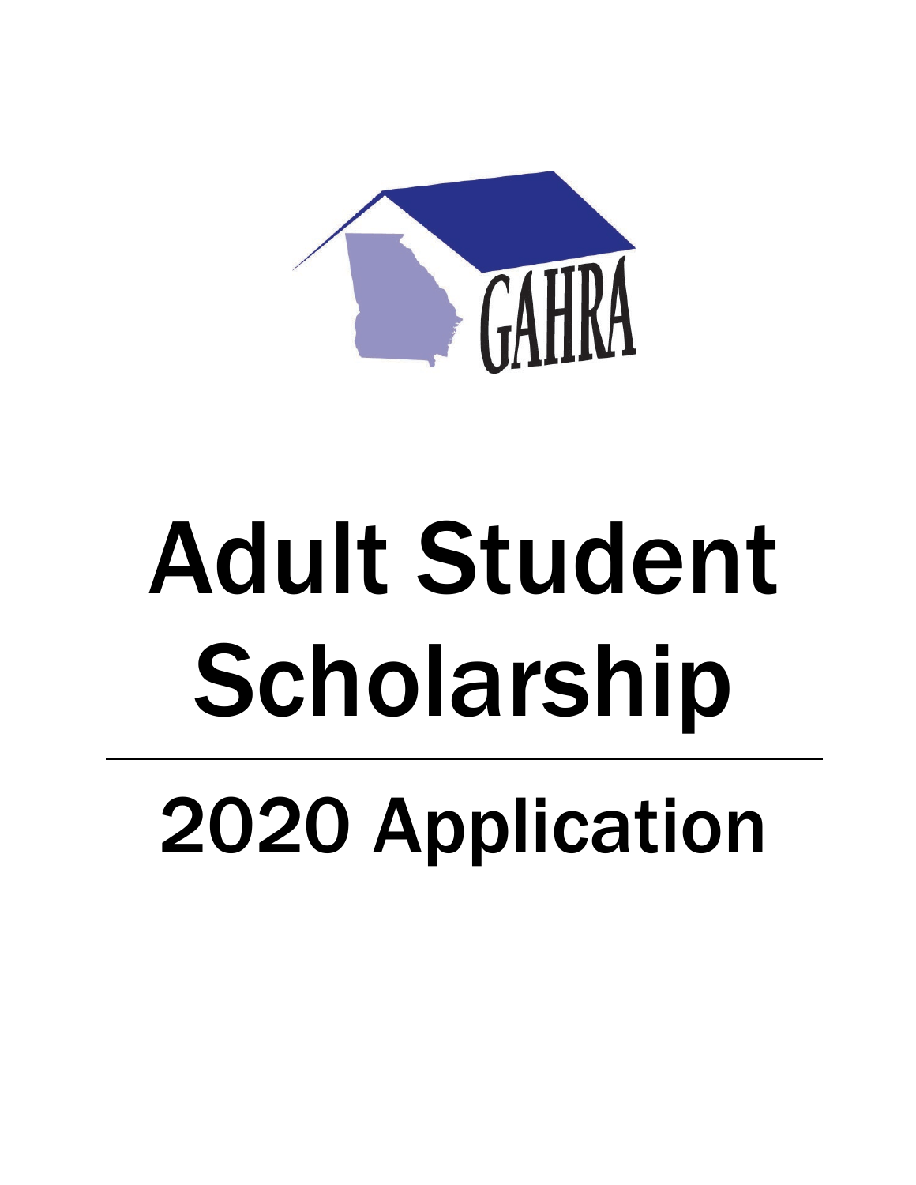GAHRA

# Adult Student Scholarship

## 2020 Application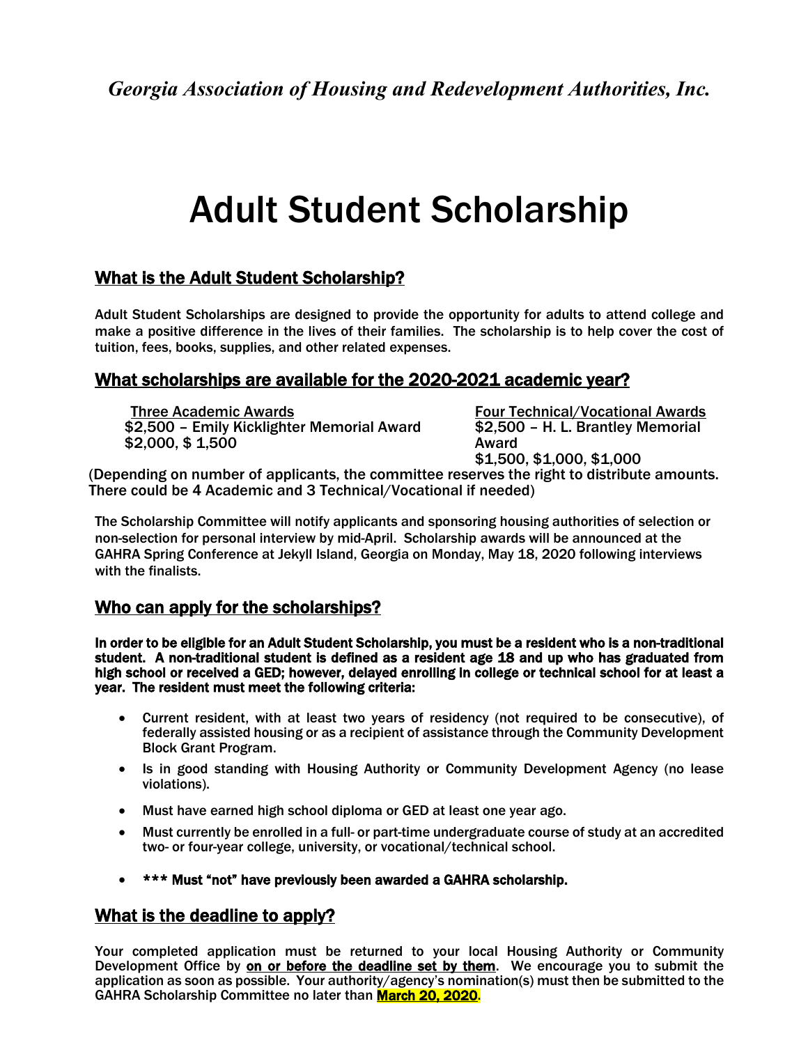*Georgia Association of Housing and Redevelopment Authorities, Inc.*

# Adult Student Scholarship

## What is the Adult Student Scholarship?

Adult Student Scholarships are designed to provide the opportunity for adults to attend college and make a positive difference in the lives of their families. The scholarship is to help cover the cost of tuition, fees, books, supplies, and other related expenses.

## What scholarships are available for the 2020-2021 academic year?

Three Academic Awards
$2,500 – Emily Kicklighter Memorial Award
$2,000, $ 1,500

Four Technical/Vocational Awards
$2,500 – H. L. Brantley Memorial Award
$1,500, $1,000, $1,000

(Depending on number of applicants, the committee reserves the right to distribute amounts. There could be 4 Academic and 3 Technical/Vocational if needed)

The Scholarship Committee will notify applicants and sponsoring housing authorities of selection or non-selection for personal interview by mid-April. Scholarship awards will be announced at the GAHRA Spring Conference at Jekyll Island, Georgia on Monday, May 18, 2020 following interviews with the finalists.

## Who can apply for the scholarships?

**In order to be eligible for an Adult Student Scholarship, you must be a resident who is a non-traditional student. A non-traditional student is defined as a resident age 18 and up who has graduated from high school or received a GED; however, delayed enrolling in college or technical school for at least a year. The resident must meet the following criteria:**

- Current resident, with at least two years of residency (not required to be consecutive), of federally assisted housing or as a recipient of assistance through the Community Development Block Grant Program.
- Is in good standing with Housing Authority or Community Development Agency (no lease violations).
- Must have earned high school diploma or GED at least one year ago.
- Must currently be enrolled in a full- or part-time undergraduate course of study at an accredited two- or four-year college, university, or vocational/technical school.
- **\*\*\* Must "not" have previously been awarded a GAHRA scholarship.**

## What is the deadline to apply?

**Your completed application must be returned to your local Housing Authority or Community Development Office by on or before the deadline set by them. We encourage you to submit the application as soon as possible. Your authority/agency's nomination(s) must then be submitted to the GAHRA Scholarship Committee no later than March 20, 2020.**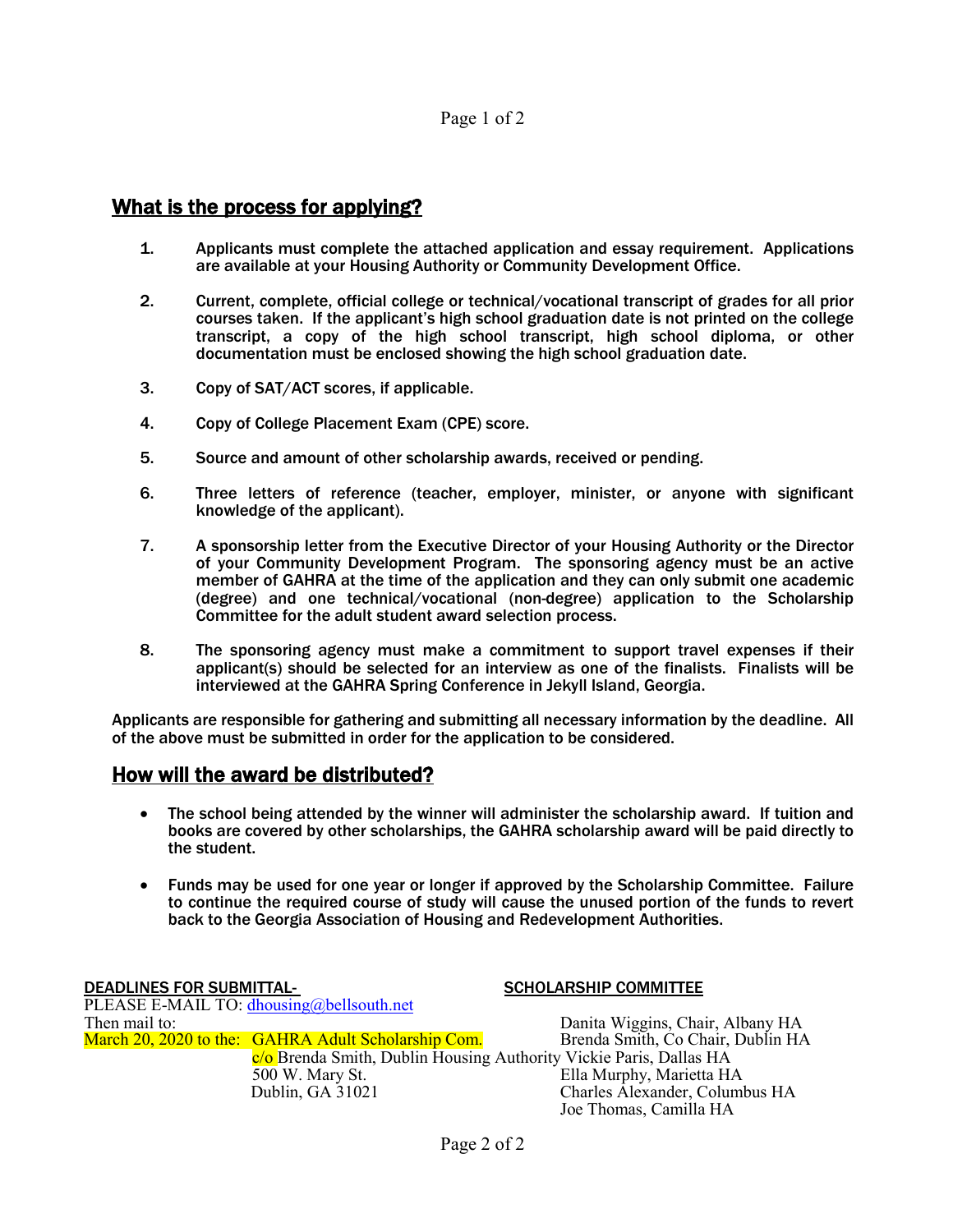## What is the process for applying?

1. Applicants must complete the attached application and essay requirement. Applications are available at your Housing Authority or Community Development Office.

2. Current, complete, official college or technical/vocational transcript of grades for all prior courses taken. If the applicant's high school graduation date is not printed on the college transcript, a copy of the high school transcript, high school diploma, or other documentation must be enclosed showing the high school graduation date.

3. Copy of SAT/ACT scores, if applicable.

4. Copy of College Placement Exam (CPE) score.

5. Source and amount of other scholarship awards, received or pending.

6. Three letters of reference (teacher, employer, minister, or anyone with significant knowledge of the applicant).

7. A sponsorship letter from the Executive Director of your Housing Authority or the Director of your Community Development Program. The sponsoring agency must be an active member of GAHRA at the time of the application and they can only submit one academic (degree) and one technical/vocational (non-degree) application to the Scholarship Committee for the adult student award selection process.

8. The sponsoring agency must make a commitment to support travel expenses if their applicant(s) should be selected for an interview as one of the finalists. Finalists will be interviewed at the GAHRA Spring Conference in Jekyll Island, Georgia.

Applicants are responsible for gathering and submitting all necessary information by the deadline. All of the above must be submitted in order for the application to be considered.

## How will the award be distributed?

- The school being attended by the winner will administer the scholarship award. If tuition and books are covered by other scholarships, the GAHRA scholarship award will be paid directly to the student.

- Funds may be used for one year or longer if approved by the Scholarship Committee. Failure to continue the required course of study will cause the unused portion of the funds to revert back to the Georgia Association of Housing and Redevelopment Authorities.

**DEADLINES FOR SUBMITTAL-**

PLEASE E-MAIL TO: dhousing@bellsouth.net

Then mail to:

March 20, 2020 to the: GAHRA Adult Scholarship Com.
c/o Brenda Smith, Dublin Housing Authority
500 W. Mary St.
Dublin, GA 31021

**SCHOLARSHIP COMMITTEE**

Danita Wiggins, Chair, Albany HA
Brenda Smith, Co Chair, Dublin HA
Vickie Paris, Dallas HA
Ella Murphy, Marietta HA
Charles Alexander, Columbus HA
Joe Thomas, Camilla HA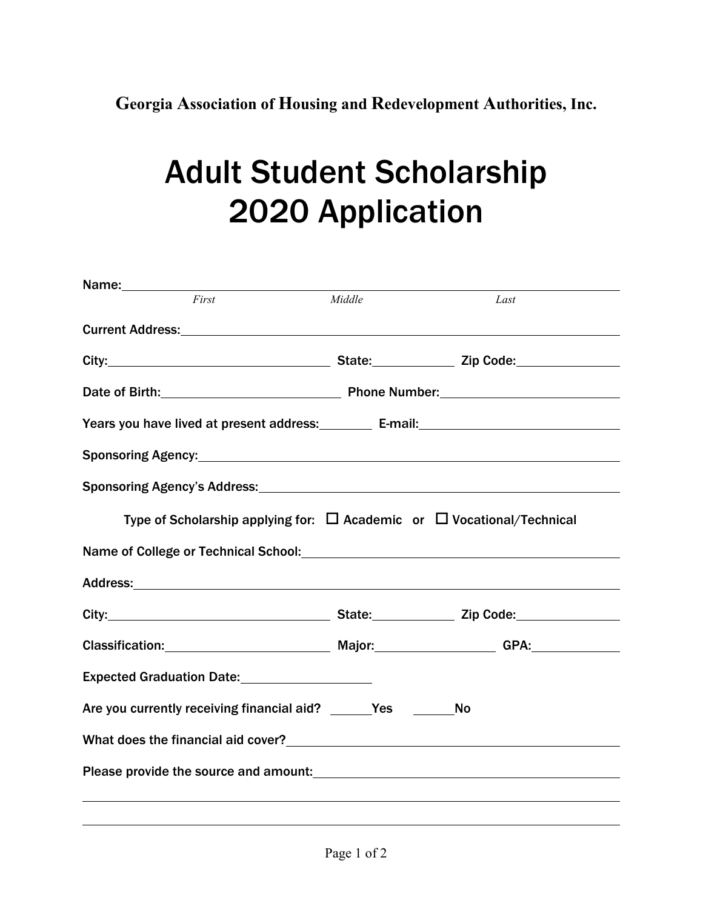**Georgia Association of Housing and Redevelopment Authorities, Inc.**

# Adult Student Scholarship 2020 Application

Name: ______________________________________________
*First* *Middle* *Last*

Current Address: ______________________________________________

City: ______________________ State: __________ Zip Code: ____________

Date of Birth: ____________________ Phone Number: ____________________

Years you have lived at present address: ________ E-mail: ____________________

Sponsoring Agency: ______________________________________________

Sponsoring Agency's Address: ______________________________________________

Type of Scholarship applying for: ☐ Academic or ☐ Vocational/Technical

Name of College or Technical School: ______________________________________________

Address: ______________________________________________

City: ______________________ State: __________ Zip Code: ____________

Classification: ____________________ Major: ______________ GPA: __________

Expected Graduation Date: ________________

Are you currently receiving financial aid? ______Yes ______No

What does the financial aid cover? ______________________________________________

Please provide the source and amount: ______________________________________________

______________________________________________

______________________________________________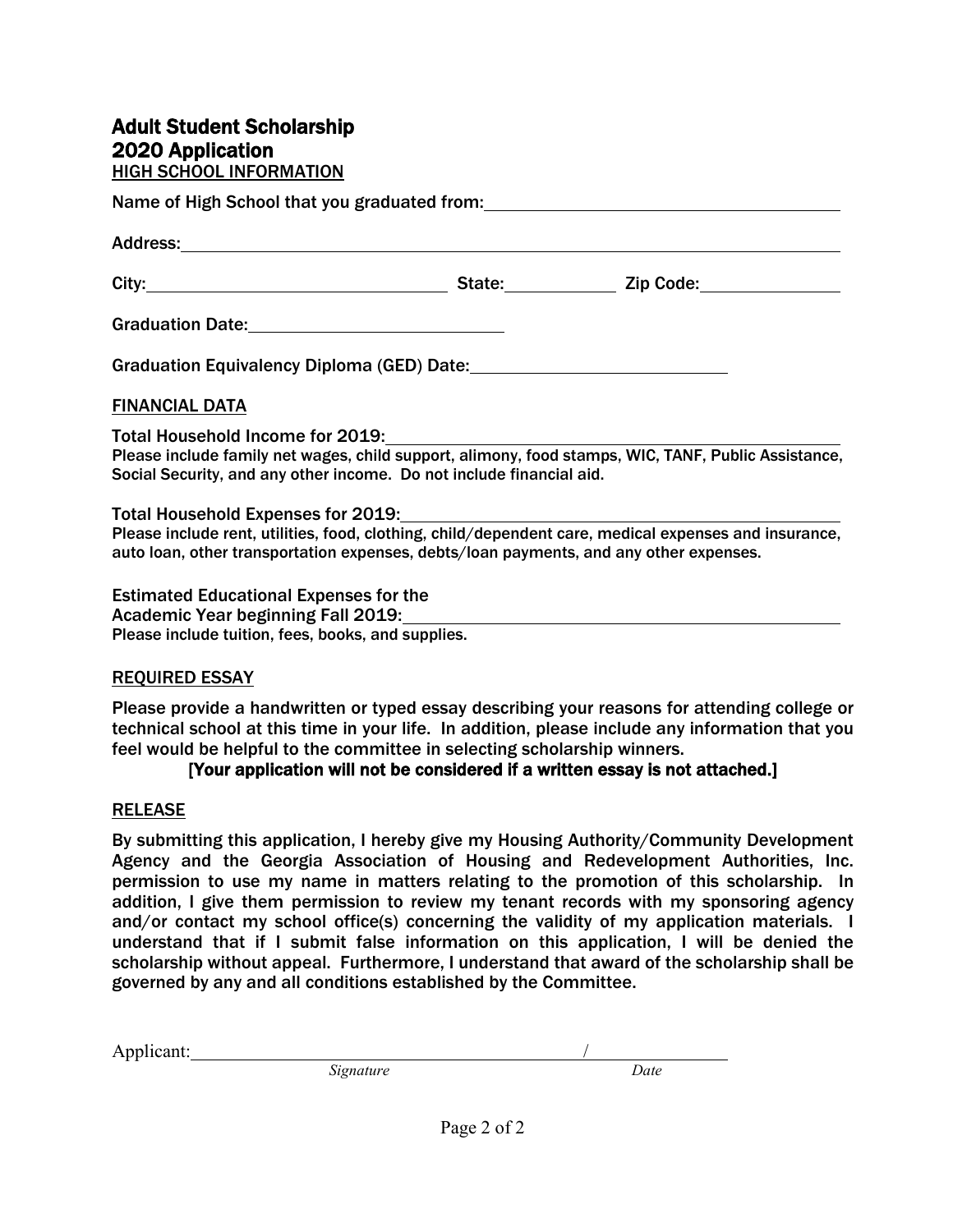# Adult Student Scholarship
# 2020 Application

## HIGH SCHOOL INFORMATION

Name of High School that you graduated from: ______________________________

Address: ______________________________________________________________

City: __________________________ State: __________ Zip Code: ____________

Graduation Date: ______________________

Graduation Equivalency Diploma (GED) Date: ______________________

## FINANCIAL DATA

Total Household Income for 2019: ______________________________

Please include family net wages, child support, alimony, food stamps, WIC, TANF, Public Assistance, Social Security, and any other income. Do not include financial aid.

Total Household Expenses for 2019: ______________________________

Please include rent, utilities, food, clothing, child/dependent care, medical expenses and insurance, auto loan, other transportation expenses, debts/loan payments, and any other expenses.

Estimated Educational Expenses for the Academic Year beginning Fall 2019: ______________________________

Please include tuition, fees, books, and supplies.

## REQUIRED ESSAY

Please provide a handwritten or typed essay describing your reasons for attending college or technical school at this time in your life. In addition, please include any information that you feel would be helpful to the committee in selecting scholarship winners.

**[Your application will not be considered if a written essay is not attached.]**

## RELEASE

By submitting this application, I hereby give my Housing Authority/Community Development Agency and the Georgia Association of Housing and Redevelopment Authorities, Inc. permission to use my name in matters relating to the promotion of this scholarship. In addition, I give them permission to review my tenant records with my sponsoring agency and/or contact my school office(s) concerning the validity of my application materials. I understand that if I submit false information on this application, I will be denied the scholarship without appeal. Furthermore, I understand that award of the scholarship shall be governed by any and all conditions established by the Committee.

Applicant: ______________________________ / ______________

*Signature* *Date*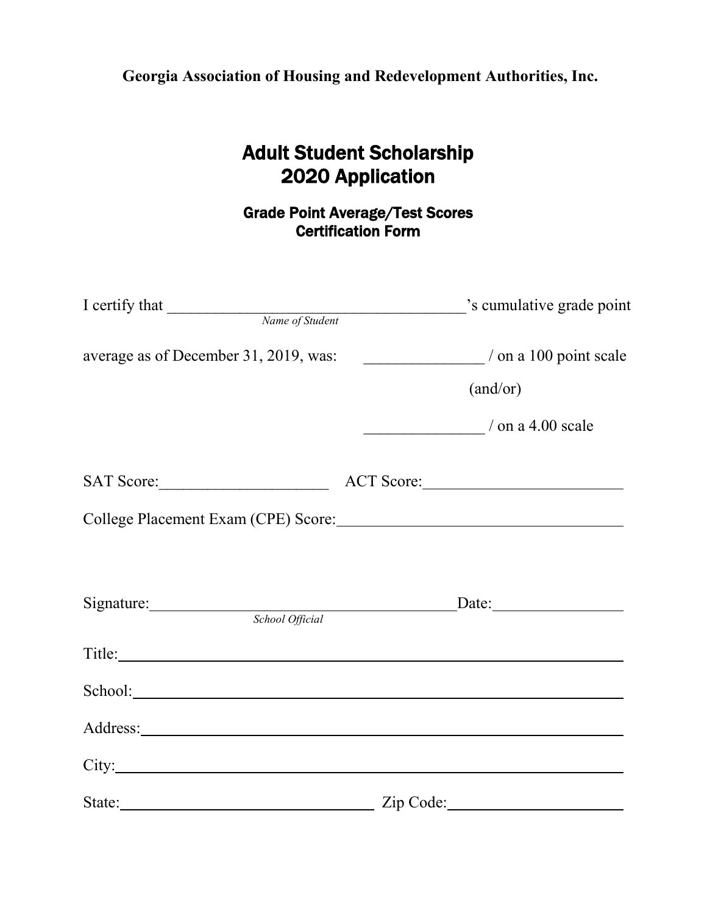**Georgia Association of Housing and Redevelopment Authorities, Inc.**

# Adult Student Scholarship
# 2020 Application

## Grade Point Average/Test Scores
## Certification Form

I certify that ______________________________________'s cumulative grade point
*Name of Student*

average as of December 31, 2019, was: _______________ / on a 100 point scale

(and/or)

_______________ / on a 4.00 scale

SAT Score:_____________________ ACT Score:_________________________

College Placement Exam (CPE) Score:___________________________________

Signature:________________________________________Date:________________
*School Official*

Title:_______________________________________________________________

School:_____________________________________________________________

Address:____________________________________________________________

City:________________________________________________________________

State:_________________________________ Zip Code:______________________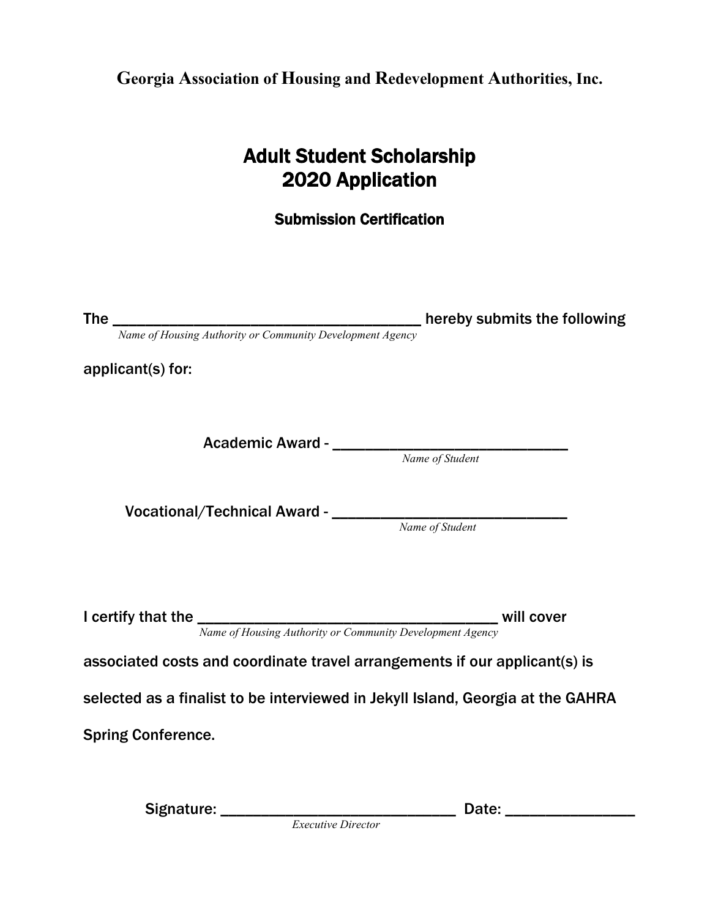**Georgia Association of Housing and Redevelopment Authorities, Inc.**

# Adult Student Scholarship
# 2020 Application

## Submission Certification

The ________________________________________ hereby submits the following
*Name of Housing Authority or Community Development Agency*

applicant(s) for:

Academic Award - ______________________________
*Name of Student*

Vocational/Technical Award - ______________________________
*Name of Student*

I certify that the ________________________________________ will cover
*Name of Housing Authority or Community Development Agency*

associated costs and coordinate travel arrangements if our applicant(s) is selected as a finalist to be interviewed in Jekyll Island, Georgia at the GAHRA Spring Conference.

Signature: ______________________________ Date: ________________
*Executive Director*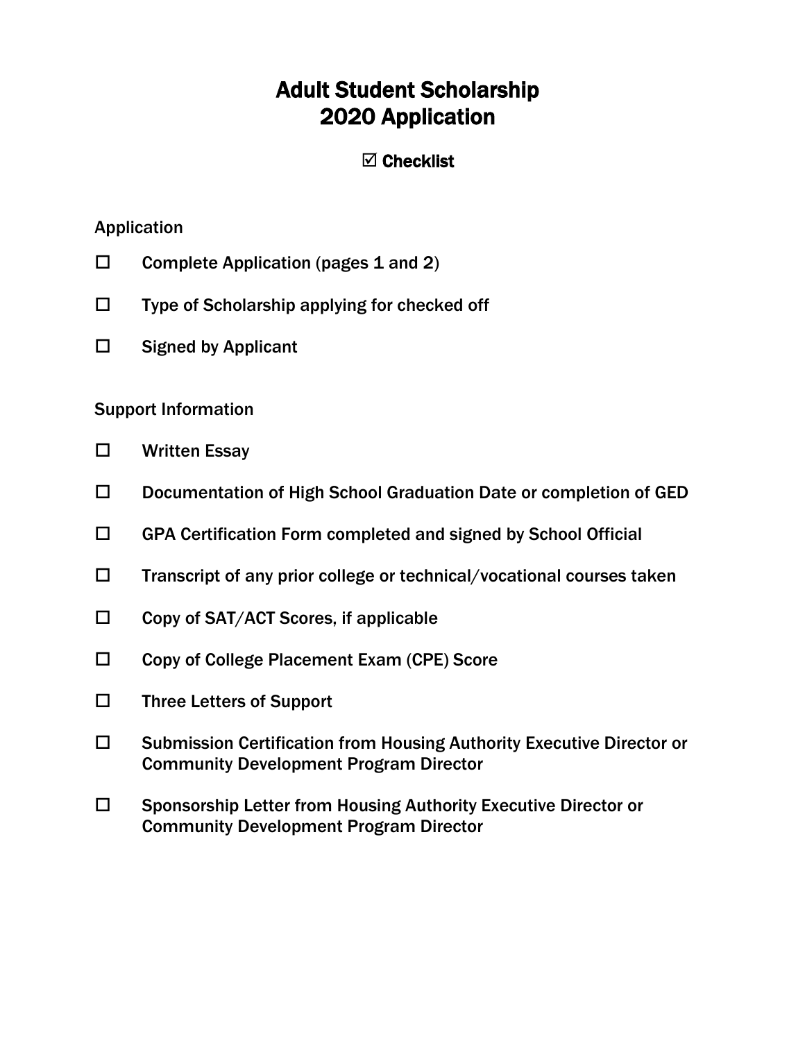# Adult Student Scholarship
# 2020 Application

## ☑ Checklist

Application

- ☐ Complete Application (pages 1 and 2)
- ☐ Type of Scholarship applying for checked off
- ☐ Signed by Applicant

Support Information

- ☐ Written Essay
- ☐ Documentation of High School Graduation Date or completion of GED
- ☐ GPA Certification Form completed and signed by School Official
- ☐ Transcript of any prior college or technical/vocational courses taken
- ☐ Copy of SAT/ACT Scores, if applicable
- ☐ Copy of College Placement Exam (CPE) Score
- ☐ Three Letters of Support
- ☐ Submission Certification from Housing Authority Executive Director or Community Development Program Director
- ☐ Sponsorship Letter from Housing Authority Executive Director or Community Development Program Director